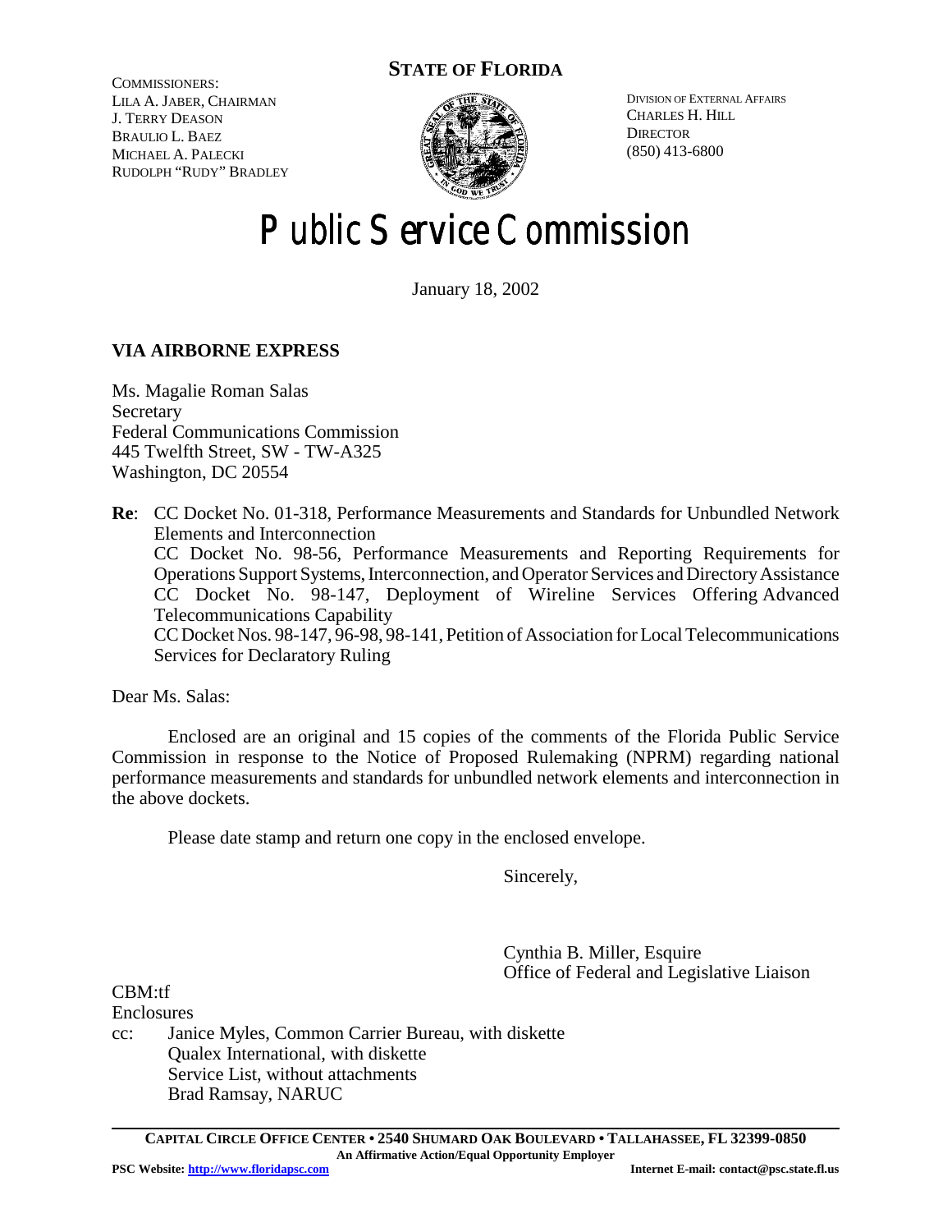COMMISSIONERS:
LILA A. JABER, CHAIRMAN
J. TERRY DEASON
BRAULIO L. BAEZ
MICHAEL A. PALECKI
RUDOLPH "RUDY" BRADLEY

**STATE OF FLORIDA**

DIVISION OF EXTERNAL AFFAIRS
CHARLES H. HILL
DIRECTOR
(850) 413-6800

# Public Service Commission

January 18, 2002

**VIA AIRBORNE EXPRESS**

Ms. Magalie Roman Salas
Secretary
Federal Communications Commission
445 Twelfth Street, SW - TW-A325
Washington, DC 20554

**Re**: CC Docket No. 01-318, Performance Measurements and Standards for Unbundled Network Elements and Interconnection
CC Docket No. 98-56, Performance Measurements and Reporting Requirements for Operations Support Systems, Interconnection, and Operator Services and Directory Assistance
CC Docket No. 98-147, Deployment of Wireline Services Offering Advanced Telecommunications Capability
CC Docket Nos. 98-147, 96-98, 98-141, Petition of Association for Local Telecommunications Services for Declaratory Ruling

Dear Ms. Salas:

Enclosed are an original and 15 copies of the comments of the Florida Public Service Commission in response to the Notice of Proposed Rulemaking (NPRM) regarding national performance measurements and standards for unbundled network elements and interconnection in the above dockets.

Please date stamp and return one copy in the enclosed envelope.

Sincerely,

Cynthia B. Miller, Esquire
Office of Federal and Legislative Liaison

CBM:tf
Enclosures
cc: Janice Myles, Common Carrier Bureau, with diskette
Qualex International, with diskette
Service List, without attachments
Brad Ramsay, NARUC

CAPITAL CIRCLE OFFICE CENTER • 2540 SHUMARD OAK BOULEVARD • TALLAHASSEE, FL 32399-0850
An Affirmative Action/Equal Opportunity Employer
PSC Website: http://www.floridapsc.com Internet E-mail: contact@psc.state.fl.us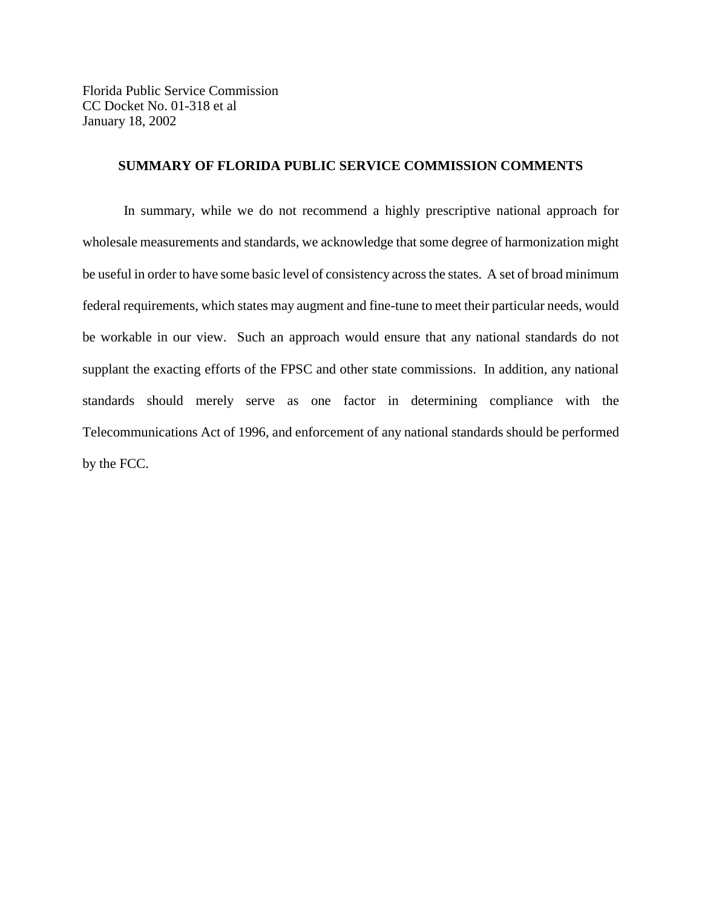Florida Public Service Commission
CC Docket No. 01-318 et al
January 18, 2002

## SUMMARY OF FLORIDA PUBLIC SERVICE COMMISSION COMMENTS

In summary, while we do not recommend a highly prescriptive national approach for wholesale measurements and standards, we acknowledge that some degree of harmonization might be useful in order to have some basic level of consistency across the states. A set of broad minimum federal requirements, which states may augment and fine-tune to meet their particular needs, would be workable in our view. Such an approach would ensure that any national standards do not supplant the exacting efforts of the FPSC and other state commissions. In addition, any national standards should merely serve as one factor in determining compliance with the Telecommunications Act of 1996, and enforcement of any national standards should be performed by the FCC.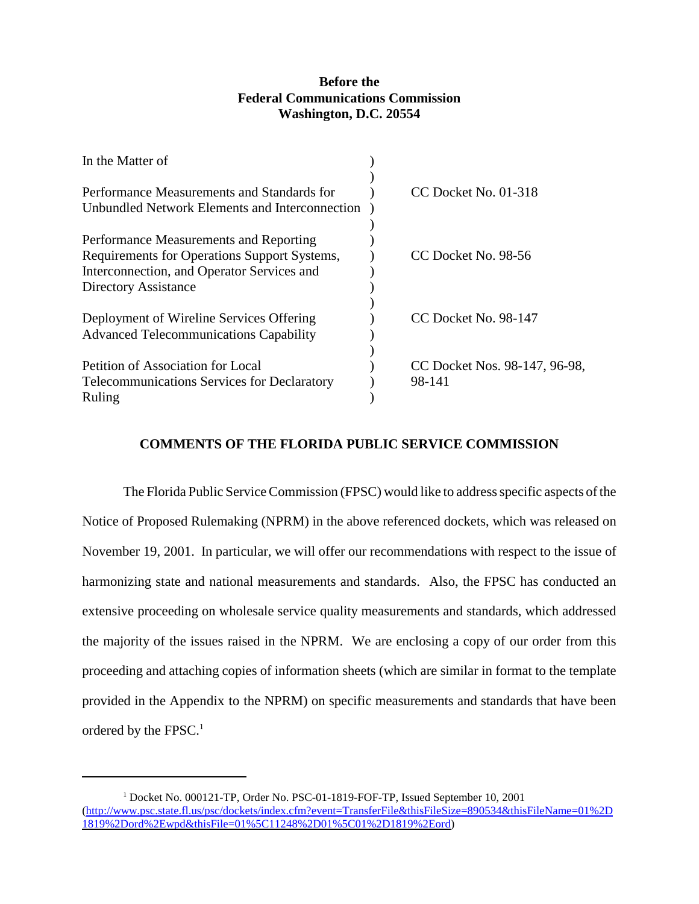**Before the**
**Federal Communications Commission**
**Washington, D.C. 20554**

| | | |
|---|---|---|
| In the Matter of | ) | |
| | ) | |
| Performance Measurements and Standards for Unbundled Network Elements and Interconnection | ) | CC Docket No. 01-318 |
| | ) | |
| Performance Measurements and Reporting Requirements for Operations Support Systems, Interconnection, and Operator Services and Directory Assistance | ) | CC Docket No. 98-56 |
| | ) | |
| Deployment of Wireline Services Offering Advanced Telecommunications Capability | ) | CC Docket No. 98-147 |
| | ) | |
| Petition of Association for Local Telecommunications Services for Declaratory Ruling | ) | CC Docket Nos. 98-147, 96-98, 98-141 |

## COMMENTS OF THE FLORIDA PUBLIC SERVICE COMMISSION

The Florida Public Service Commission (FPSC) would like to address specific aspects of the Notice of Proposed Rulemaking (NPRM) in the above referenced dockets, which was released on November 19, 2001. In particular, we will offer our recommendations with respect to the issue of harmonizing state and national measurements and standards. Also, the FPSC has conducted an extensive proceeding on wholesale service quality measurements and standards, which addressed the majority of the issues raised in the NPRM. We are enclosing a copy of our order from this proceeding and attaching copies of information sheets (which are similar in format to the template provided in the Appendix to the NPRM) on specific measurements and standards that have been ordered by the FPSC.[1]

---

[1] Docket No. 000121-TP, Order No. PSC-01-1819-FOF-TP, Issued September 10, 2001 (http://www.psc.state.fl.us/psc/dockets/index.cfm?event=TransferFile&thisFileSize=890534&thisFileName=01%2D1819%2Dord%2Ewpd&thisFile=01%5C11248%2D01%5C01%2D1819%2Eord)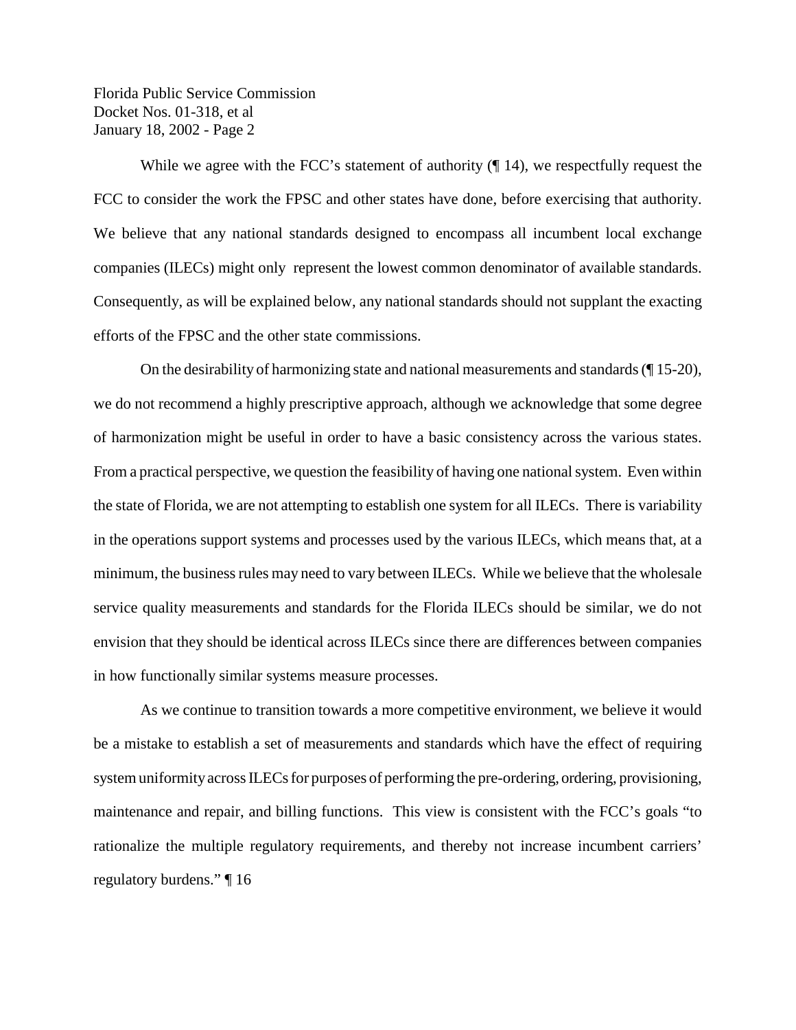While we agree with the FCC's statement of authority (¶ 14), we respectfully request the FCC to consider the work the FPSC and other states have done, before exercising that authority. We believe that any national standards designed to encompass all incumbent local exchange companies (ILECs) might only represent the lowest common denominator of available standards. Consequently, as will be explained below, any national standards should not supplant the exacting efforts of the FPSC and the other state commissions.

On the desirability of harmonizing state and national measurements and standards (¶ 15-20), we do not recommend a highly prescriptive approach, although we acknowledge that some degree of harmonization might be useful in order to have a basic consistency across the various states. From a practical perspective, we question the feasibility of having one national system. Even within the state of Florida, we are not attempting to establish one system for all ILECs. There is variability in the operations support systems and processes used by the various ILECs, which means that, at a minimum, the business rules may need to vary between ILECs. While we believe that the wholesale service quality measurements and standards for the Florida ILECs should be similar, we do not envision that they should be identical across ILECs since there are differences between companies in how functionally similar systems measure processes.

As we continue to transition towards a more competitive environment, we believe it would be a mistake to establish a set of measurements and standards which have the effect of requiring system uniformity across ILECs for purposes of performing the pre-ordering, ordering, provisioning, maintenance and repair, and billing functions. This view is consistent with the FCC's goals "to rationalize the multiple regulatory requirements, and thereby not increase incumbent carriers' regulatory burdens." ¶ 16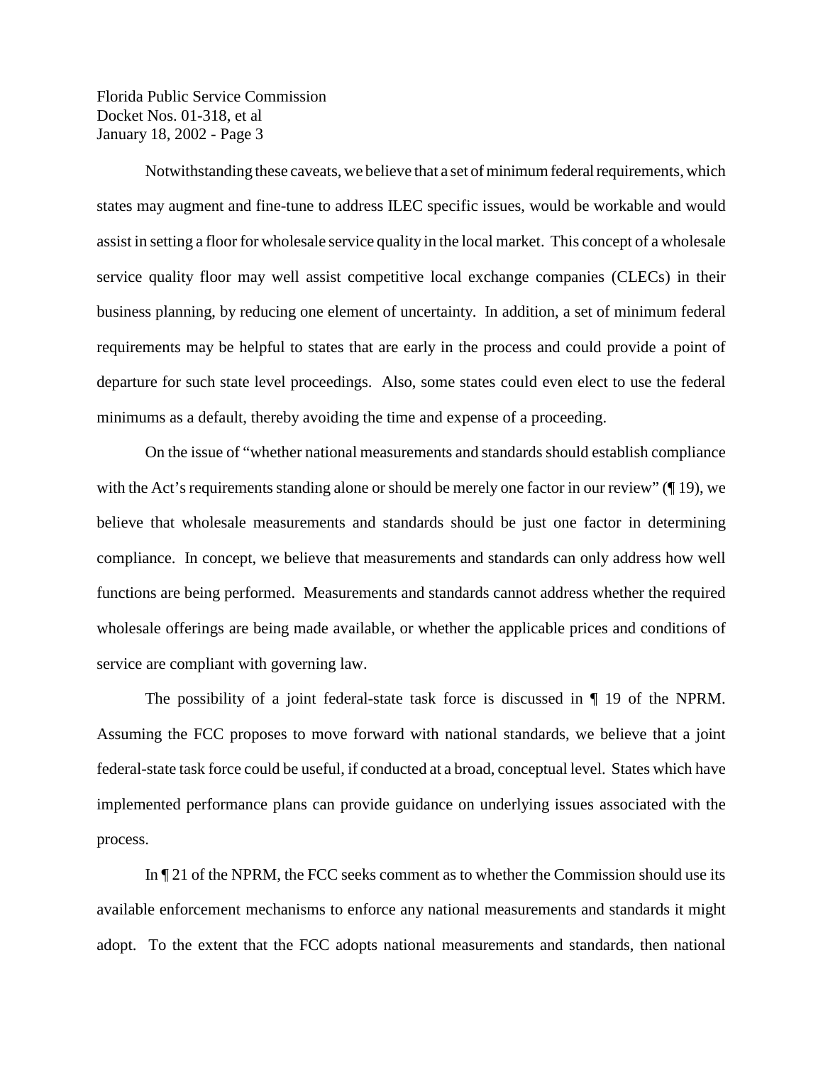Notwithstanding these caveats, we believe that a set of minimum federal requirements, which states may augment and fine-tune to address ILEC specific issues, would be workable and would assist in setting a floor for wholesale service quality in the local market. This concept of a wholesale service quality floor may well assist competitive local exchange companies (CLECs) in their business planning, by reducing one element of uncertainty. In addition, a set of minimum federal requirements may be helpful to states that are early in the process and could provide a point of departure for such state level proceedings. Also, some states could even elect to use the federal minimums as a default, thereby avoiding the time and expense of a proceeding.

On the issue of "whether national measurements and standards should establish compliance with the Act's requirements standing alone or should be merely one factor in our review" (¶ 19), we believe that wholesale measurements and standards should be just one factor in determining compliance. In concept, we believe that measurements and standards can only address how well functions are being performed. Measurements and standards cannot address whether the required wholesale offerings are being made available, or whether the applicable prices and conditions of service are compliant with governing law.

The possibility of a joint federal-state task force is discussed in ¶ 19 of the NPRM. Assuming the FCC proposes to move forward with national standards, we believe that a joint federal-state task force could be useful, if conducted at a broad, conceptual level. States which have implemented performance plans can provide guidance on underlying issues associated with the process.

In ¶ 21 of the NPRM, the FCC seeks comment as to whether the Commission should use its available enforcement mechanisms to enforce any national measurements and standards it might adopt. To the extent that the FCC adopts national measurements and standards, then national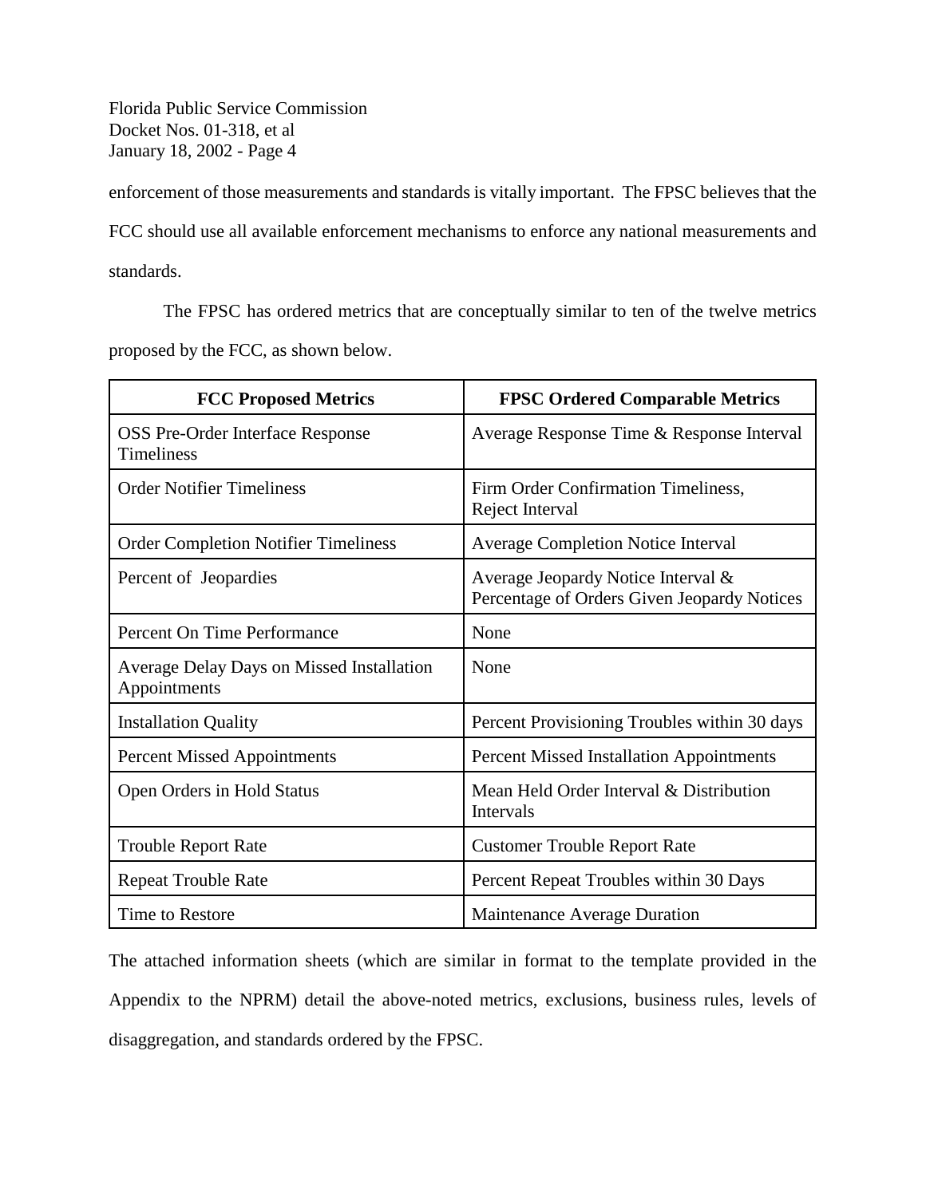enforcement of those measurements and standards is vitally important. The FPSC believes that the FCC should use all available enforcement mechanisms to enforce any national measurements and standards.

The FPSC has ordered metrics that are conceptually similar to ten of the twelve metrics proposed by the FCC, as shown below.

| FCC Proposed Metrics | FPSC Ordered Comparable Metrics |
|---|---|
| OSS Pre-Order Interface Response Timeliness | Average Response Time & Response Interval |
| Order Notifier Timeliness | Firm Order Confirmation Timeliness, Reject Interval |
| Order Completion Notifier Timeliness | Average Completion Notice Interval |
| Percent of Jeopardies | Average Jeopardy Notice Interval & Percentage of Orders Given Jeopardy Notices |
| Percent On Time Performance | None |
| Average Delay Days on Missed Installation Appointments | None |
| Installation Quality | Percent Provisioning Troubles within 30 days |
| Percent Missed Appointments | Percent Missed Installation Appointments |
| Open Orders in Hold Status | Mean Held Order Interval & Distribution Intervals |
| Trouble Report Rate | Customer Trouble Report Rate |
| Repeat Trouble Rate | Percent Repeat Troubles within 30 Days |
| Time to Restore | Maintenance Average Duration |

The attached information sheets (which are similar in format to the template provided in the Appendix to the NPRM) detail the above-noted metrics, exclusions, business rules, levels of disaggregation, and standards ordered by the FPSC.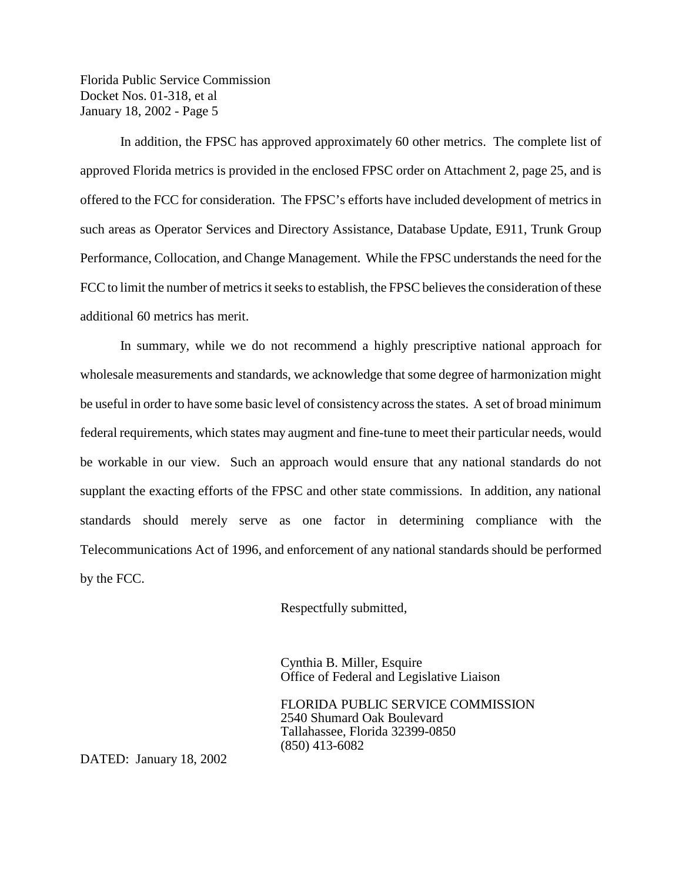In addition, the FPSC has approved approximately 60 other metrics. The complete list of approved Florida metrics is provided in the enclosed FPSC order on Attachment 2, page 25, and is offered to the FCC for consideration. The FPSC's efforts have included development of metrics in such areas as Operator Services and Directory Assistance, Database Update, E911, Trunk Group Performance, Collocation, and Change Management. While the FPSC understands the need for the FCC to limit the number of metrics it seeks to establish, the FPSC believes the consideration of these additional 60 metrics has merit.

In summary, while we do not recommend a highly prescriptive national approach for wholesale measurements and standards, we acknowledge that some degree of harmonization might be useful in order to have some basic level of consistency across the states. A set of broad minimum federal requirements, which states may augment and fine-tune to meet their particular needs, would be workable in our view. Such an approach would ensure that any national standards do not supplant the exacting efforts of the FPSC and other state commissions. In addition, any national standards should merely serve as one factor in determining compliance with the Telecommunications Act of 1996, and enforcement of any national standards should be performed by the FCC.

Respectfully submitted,

Cynthia B. Miller, Esquire
Office of Federal and Legislative Liaison

FLORIDA PUBLIC SERVICE COMMISSION
2540 Shumard Oak Boulevard
Tallahassee, Florida 32399-0850
(850) 413-6082

DATED: January 18, 2002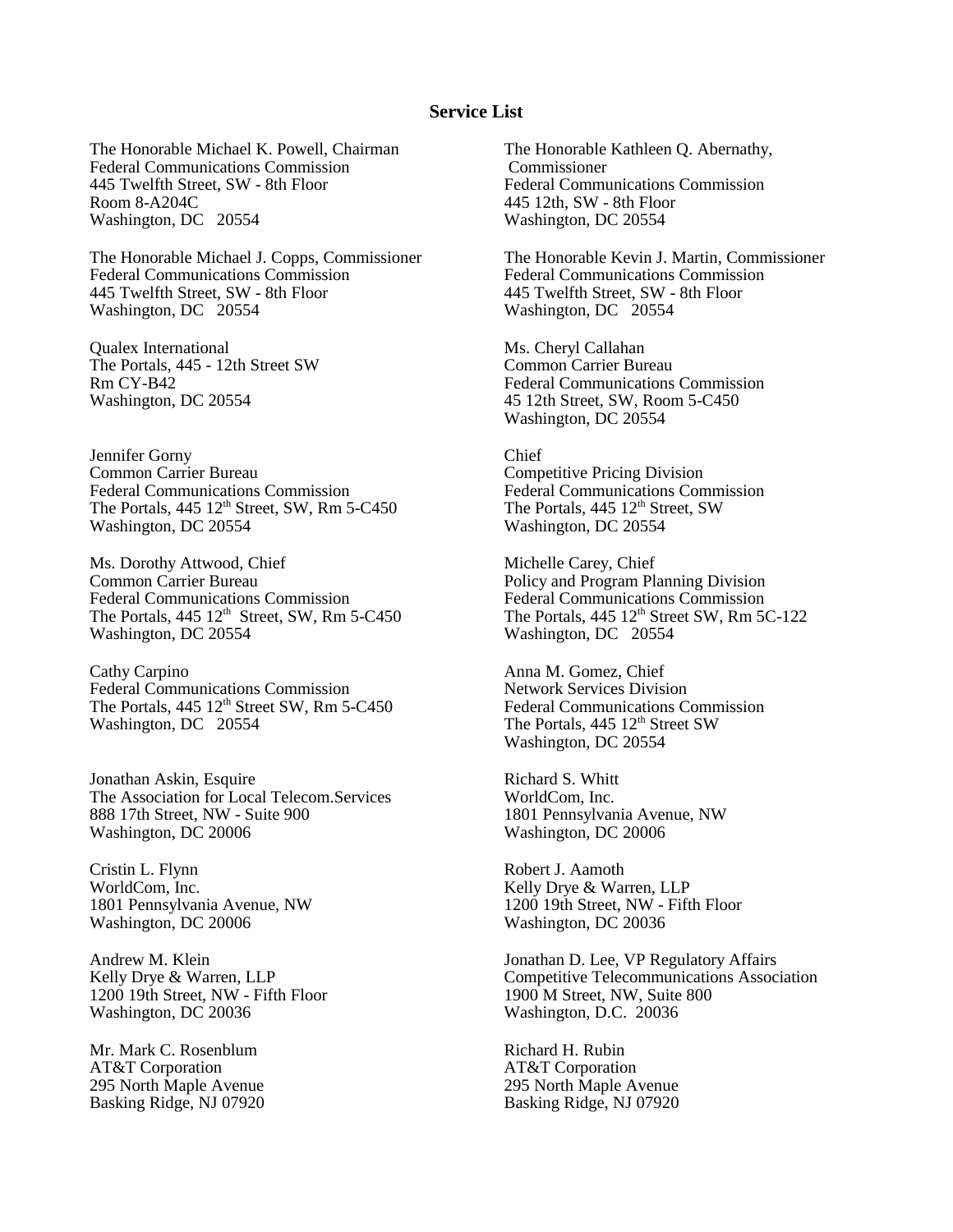## Service List

The Honorable Michael K. Powell, Chairman
Federal Communications Commission
445 Twelfth Street, SW - 8th Floor
Room 8-A204C
Washington, DC 20554

The Honorable Kathleen Q. Abernathy,
Commissioner
Federal Communications Commission
445 12th, SW - 8th Floor
Washington, DC 20554

The Honorable Michael J. Copps, Commissioner
Federal Communications Commission
445 Twelfth Street, SW - 8th Floor
Washington, DC 20554

The Honorable Kevin J. Martin, Commissioner
Federal Communications Commission
445 Twelfth Street, SW - 8th Floor
Washington, DC 20554

Qualex International
The Portals, 445 - 12th Street SW
Rm CY-B42
Washington, DC 20554

Ms. Cheryl Callahan
Common Carrier Bureau
Federal Communications Commission
45 12th Street, SW, Room 5-C450
Washington, DC 20554

Jennifer Gorny
Common Carrier Bureau
Federal Communications Commission
The Portals, 445 12th Street, SW, Rm 5-C450
Washington, DC 20554

Chief
Competitive Pricing Division
Federal Communications Commission
The Portals, 445 12th Street, SW
Washington, DC 20554

Ms. Dorothy Attwood, Chief
Common Carrier Bureau
Federal Communications Commission
The Portals, 445 12th Street, SW, Rm 5-C450
Washington, DC 20554

Michelle Carey, Chief
Policy and Program Planning Division
Federal Communications Commission
The Portals, 445 12th Street SW, Rm 5C-122
Washington, DC 20554

Cathy Carpino
Federal Communications Commission
The Portals, 445 12th Street SW, Rm 5-C450
Washington, DC 20554

Anna M. Gomez, Chief
Network Services Division
Federal Communications Commission
The Portals, 445 12th Street SW
Washington, DC 20554

Jonathan Askin, Esquire
The Association for Local Telecom.Services
888 17th Street, NW - Suite 900
Washington, DC 20006

Richard S. Whitt
WorldCom, Inc.
1801 Pennsylvania Avenue, NW
Washington, DC 20006

Cristin L. Flynn
WorldCom, Inc.
1801 Pennsylvania Avenue, NW
Washington, DC 20006

Robert J. Aamoth
Kelly Drye & Warren, LLP
1200 19th Street, NW - Fifth Floor
Washington, DC 20036

Andrew M. Klein
Kelly Drye & Warren, LLP
1200 19th Street, NW - Fifth Floor
Washington, DC 20036

Jonathan D. Lee, VP Regulatory Affairs
Competitive Telecommunications Association
1900 M Street, NW, Suite 800
Washington, D.C. 20036

Mr. Mark C. Rosenblum
AT&T Corporation
295 North Maple Avenue
Basking Ridge, NJ 07920

Richard H. Rubin
AT&T Corporation
295 North Maple Avenue
Basking Ridge, NJ 07920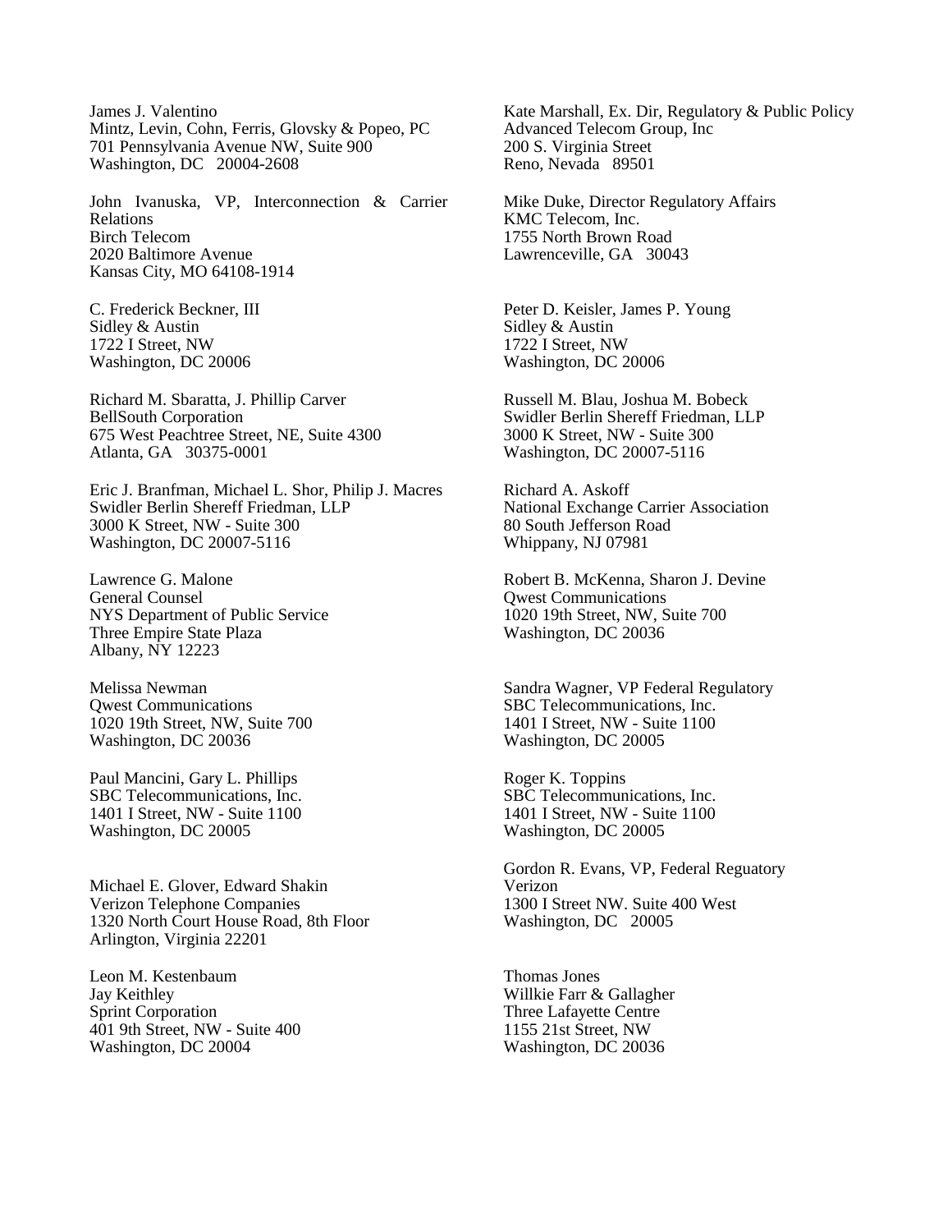James J. Valentino
Mintz, Levin, Cohn, Ferris, Glovsky & Popeo, PC
701 Pennsylvania Avenue NW, Suite 900
Washington, DC 20004-2608

Kate Marshall, Ex. Dir, Regulatory & Public Policy
Advanced Telecom Group, Inc
200 S. Virginia Street
Reno, Nevada 89501

John Ivanuska, VP, Interconnection & Carrier Relations
Birch Telecom
2020 Baltimore Avenue
Kansas City, MO 64108-1914

Mike Duke, Director Regulatory Affairs
KMC Telecom, Inc.
1755 North Brown Road
Lawrenceville, GA 30043

C. Frederick Beckner, III
Sidley & Austin
1722 I Street, NW
Washington, DC 20006

Peter D. Keisler, James P. Young
Sidley & Austin
1722 I Street, NW
Washington, DC 20006

Richard M. Sbaratta, J. Phillip Carver
BellSouth Corporation
675 West Peachtree Street, NE, Suite 4300
Atlanta, GA 30375-0001

Russell M. Blau, Joshua M. Bobeck
Swidler Berlin Shereff Friedman, LLP
3000 K Street, NW - Suite 300
Washington, DC 20007-5116

Eric J. Branfman, Michael L. Shor, Philip J. Macres
Swidler Berlin Shereff Friedman, LLP
3000 K Street, NW - Suite 300
Washington, DC 20007-5116

Richard A. Askoff
National Exchange Carrier Association
80 South Jefferson Road
Whippany, NJ 07981

Lawrence G. Malone
General Counsel
NYS Department of Public Service
Three Empire State Plaza
Albany, NY 12223

Robert B. McKenna, Sharon J. Devine
Qwest Communications
1020 19th Street, NW, Suite 700
Washington, DC 20036

Melissa Newman
Qwest Communications
1020 19th Street, NW, Suite 700
Washington, DC 20036

Sandra Wagner, VP Federal Regulatory
SBC Telecommunications, Inc.
1401 I Street, NW - Suite 1100
Washington, DC 20005

Paul Mancini, Gary L. Phillips
SBC Telecommunications, Inc.
1401 I Street, NW - Suite 1100
Washington, DC 20005

Roger K. Toppins
SBC Telecommunications, Inc.
1401 I Street, NW - Suite 1100
Washington, DC 20005

Michael E. Glover, Edward Shakin
Verizon Telephone Companies
1320 North Court House Road, 8th Floor
Arlington, Virginia 22201

Gordon R. Evans, VP, Federal Reguatory
Verizon
1300 I Street NW. Suite 400 West
Washington, DC 20005

Leon M. Kestenbaum
Jay Keithley
Sprint Corporation
401 9th Street, NW - Suite 400
Washington, DC 20004

Thomas Jones
Willkie Farr & Gallagher
Three Lafayette Centre
1155 21st Street, NW
Washington, DC 20036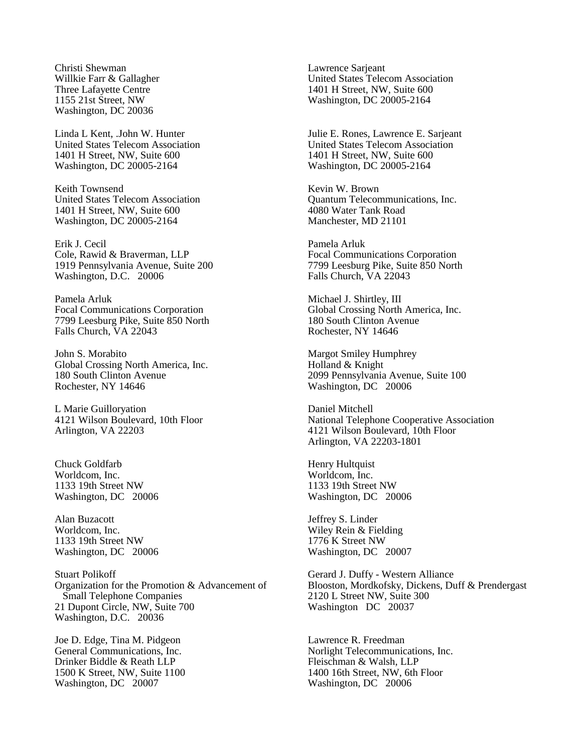Christi Shewman
Willkie Farr & Gallagher
Three Lafayette Centre
1155 21st Street, NW
Washington, DC 20036

Lawrence Sarjeant
United States Telecom Association
1401 H Street, NW, Suite 600
Washington, DC 20005-2164

Linda L Kent, .John W. Hunter
United States Telecom Association
1401 H Street, NW, Suite 600
Washington, DC 20005-2164

Julie E. Rones, Lawrence E. Sarjeant
United States Telecom Association
1401 H Street, NW, Suite 600
Washington, DC 20005-2164

Keith Townsend
United States Telecom Association
1401 H Street, NW, Suite 600
Washington, DC 20005-2164

Kevin W. Brown
Quantum Telecommunications, Inc.
4080 Water Tank Road
Manchester, MD 21101

Erik J. Cecil
Cole, Rawid & Braverman, LLP
1919 Pennsylvania Avenue, Suite 200
Washington, D.C. 20006

Pamela Arluk
Focal Communications Corporation
7799 Leesburg Pike, Suite 850 North
Falls Church, VA 22043

Pamela Arluk
Focal Communications Corporation
7799 Leesburg Pike, Suite 850 North
Falls Church, VA 22043

Michael J. Shirtley, III
Global Crossing North America, Inc.
180 South Clinton Avenue
Rochester, NY 14646

John S. Morabito
Global Crossing North America, Inc.
180 South Clinton Avenue
Rochester, NY 14646

Margot Smiley Humphrey
Holland & Knight
2099 Pennsylvania Avenue, Suite 100
Washington, DC 20006

L Marie Guilloryation
4121 Wilson Boulevard, 10th Floor
Arlington, VA 22203

Daniel Mitchell
National Telephone Cooperative Association
4121 Wilson Boulevard, 10th Floor
Arlington, VA 22203-1801

Chuck Goldfarb
Worldcom, Inc.
1133 19th Street NW
Washington, DC 20006

Henry Hultquist
Worldcom, Inc.
1133 19th Street NW
Washington, DC 20006

Alan Buzacott
Worldcom, Inc.
1133 19th Street NW
Washington, DC 20006

Jeffrey S. Linder
Wiley Rein & Fielding
1776 K Street NW
Washington, DC 20007

Stuart Polikoff
Organization for the Promotion & Advancement of Small Telephone Companies
21 Dupont Circle, NW, Suite 700
Washington, D.C. 20036

Gerard J. Duffy - Western Alliance
Blooston, Mordkofsky, Dickens, Duff & Prendergast
2120 L Street NW, Suite 300
Washington DC 20037

Joe D. Edge, Tina M. Pidgeon
General Communications, Inc.
Drinker Biddle & Reath LLP
1500 K Street, NW, Suite 1100
Washington, DC 20007

Lawrence R. Freedman
Norlight Telecommunications, Inc.
Fleischman & Walsh, LLP
1400 16th Street, NW, 6th Floor
Washington, DC 20006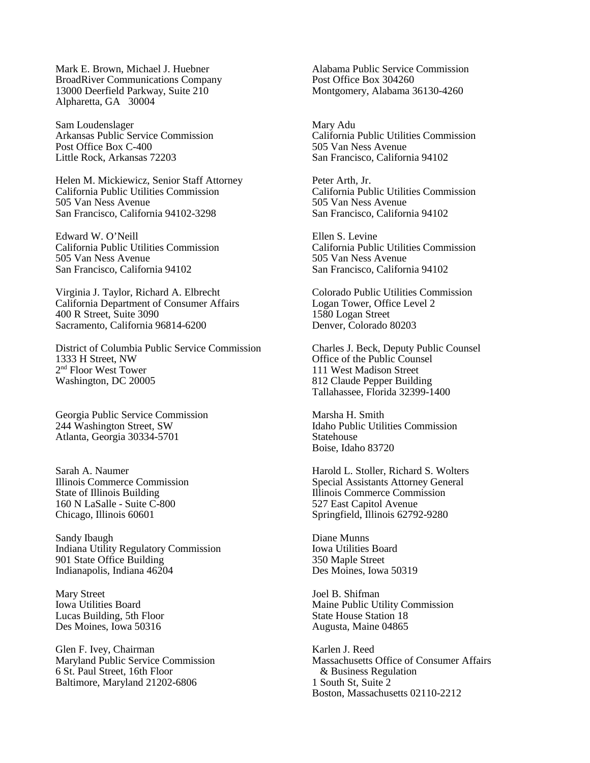Mark E. Brown, Michael J. Huebner
BroadRiver Communications Company
13000 Deerfield Parkway, Suite 210
Alpharetta, GA 30004

Alabama Public Service Commission
Post Office Box 304260
Montgomery, Alabama 36130-4260

Sam Loudenslager
Arkansas Public Service Commission
Post Office Box C-400
Little Rock, Arkansas 72203

Mary Adu
California Public Utilities Commission
505 Van Ness Avenue
San Francisco, California 94102

Helen M. Mickiewicz, Senior Staff Attorney
California Public Utilities Commission
505 Van Ness Avenue
San Francisco, California 94102-3298

Peter Arth, Jr.
California Public Utilities Commission
505 Van Ness Avenue
San Francisco, California 94102

Edward W. O'Neill
California Public Utilities Commission
505 Van Ness Avenue
San Francisco, California 94102

Ellen S. Levine
California Public Utilities Commission
505 Van Ness Avenue
San Francisco, California 94102

Virginia J. Taylor, Richard A. Elbrecht
California Department of Consumer Affairs
400 R Street, Suite 3090
Sacramento, California 96814-6200

Colorado Public Utilities Commission
Logan Tower, Office Level 2
1580 Logan Street
Denver, Colorado 80203

District of Columbia Public Service Commission
1333 H Street, NW
2nd Floor West Tower
Washington, DC 20005

Charles J. Beck, Deputy Public Counsel
Office of the Public Counsel
111 West Madison Street
812 Claude Pepper Building
Tallahassee, Florida 32399-1400

Georgia Public Service Commission
244 Washington Street, SW
Atlanta, Georgia 30334-5701

Marsha H. Smith
Idaho Public Utilities Commission
Statehouse
Boise, Idaho 83720

Sarah A. Naumer
Illinois Commerce Commission
State of Illinois Building
160 N LaSalle - Suite C-800
Chicago, Illinois 60601

Harold L. Stoller, Richard S. Wolters
Special Assistants Attorney General
Illinois Commerce Commission
527 East Capitol Avenue
Springfield, Illinois 62792-9280

Sandy Ibaugh
Indiana Utility Regulatory Commission
901 State Office Building
Indianapolis, Indiana 46204

Diane Munns
Iowa Utilities Board
350 Maple Street
Des Moines, Iowa 50319

Mary Street
Iowa Utilities Board
Lucas Building, 5th Floor
Des Moines, Iowa 50316

Joel B. Shifman
Maine Public Utility Commission
State House Station 18
Augusta, Maine 04865

Glen F. Ivey, Chairman
Maryland Public Service Commission
6 St. Paul Street, 16th Floor
Baltimore, Maryland 21202-6806

Karlen J. Reed
Massachusetts Office of Consumer Affairs
& Business Regulation
1 South St, Suite 2
Boston, Massachusetts 02110-2212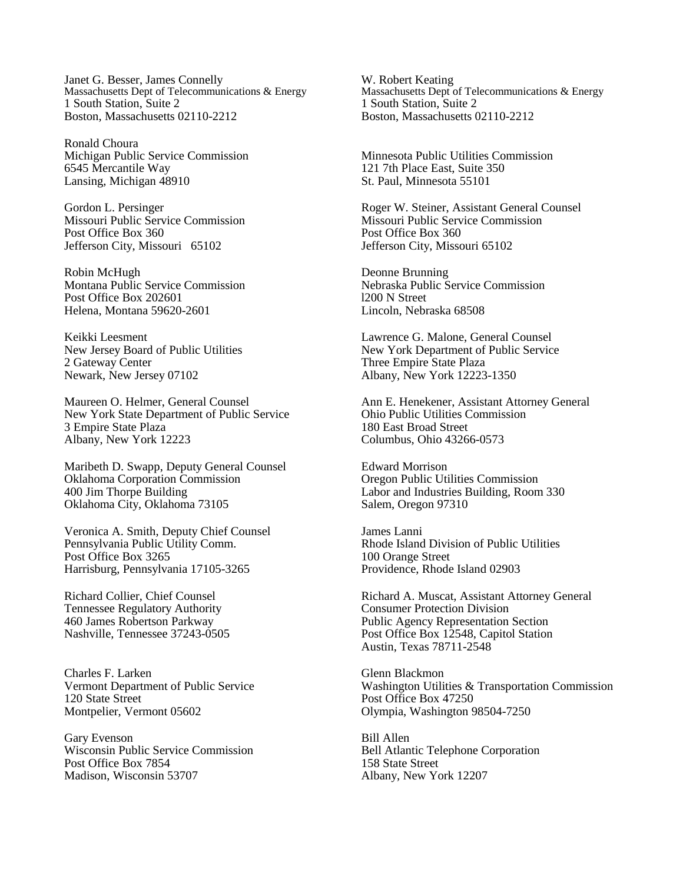Janet G. Besser, James Connelly
Massachusetts Dept of Telecommunications & Energy
1 South Station, Suite 2
Boston, Massachusetts 02110-2212

W. Robert Keating
Massachusetts Dept of Telecommunications & Energy
1 South Station, Suite 2
Boston, Massachusetts 02110-2212

Ronald Choura
Michigan Public Service Commission
6545 Mercantile Way
Lansing, Michigan 48910

Minnesota Public Utilities Commission
121 7th Place East, Suite 350
St. Paul, Minnesota 55101

Gordon L. Persinger
Missouri Public Service Commission
Post Office Box 360
Jefferson City, Missouri 65102

Roger W. Steiner, Assistant General Counsel
Missouri Public Service Commission
Post Office Box 360
Jefferson City, Missouri 65102

Robin McHugh
Montana Public Service Commission
Post Office Box 202601
Helena, Montana 59620-2601

Deonne Brunning
Nebraska Public Service Commission
l200 N Street
Lincoln, Nebraska 68508

Keikki Leesment
New Jersey Board of Public Utilities
2 Gateway Center
Newark, New Jersey 07102

Lawrence G. Malone, General Counsel
New York Department of Public Service
Three Empire State Plaza
Albany, New York 12223-1350

Maureen O. Helmer, General Counsel
New York State Department of Public Service
3 Empire State Plaza
Albany, New York 12223

Ann E. Henekener, Assistant Attorney General
Ohio Public Utilities Commission
180 East Broad Street
Columbus, Ohio 43266-0573

Maribeth D. Swapp, Deputy General Counsel
Oklahoma Corporation Commission
400 Jim Thorpe Building
Oklahoma City, Oklahoma 73105

Edward Morrison
Oregon Public Utilities Commission
Labor and Industries Building, Room 330
Salem, Oregon 97310

Veronica A. Smith, Deputy Chief Counsel
Pennsylvania Public Utility Comm.
Post Office Box 3265
Harrisburg, Pennsylvania 17105-3265

James Lanni
Rhode Island Division of Public Utilities
100 Orange Street
Providence, Rhode Island 02903

Richard Collier, Chief Counsel
Tennessee Regulatory Authority
460 James Robertson Parkway
Nashville, Tennessee 37243-0505

Richard A. Muscat, Assistant Attorney General
Consumer Protection Division
Public Agency Representation Section
Post Office Box 12548, Capitol Station
Austin, Texas 78711-2548

Charles F. Larken
Vermont Department of Public Service
120 State Street
Montpelier, Vermont 05602

Glenn Blackmon
Washington Utilities & Transportation Commission
Post Office Box 47250
Olympia, Washington 98504-7250

Gary Evenson
Wisconsin Public Service Commission
Post Office Box 7854
Madison, Wisconsin 53707

Bill Allen
Bell Atlantic Telephone Corporation
158 State Street
Albany, New York 12207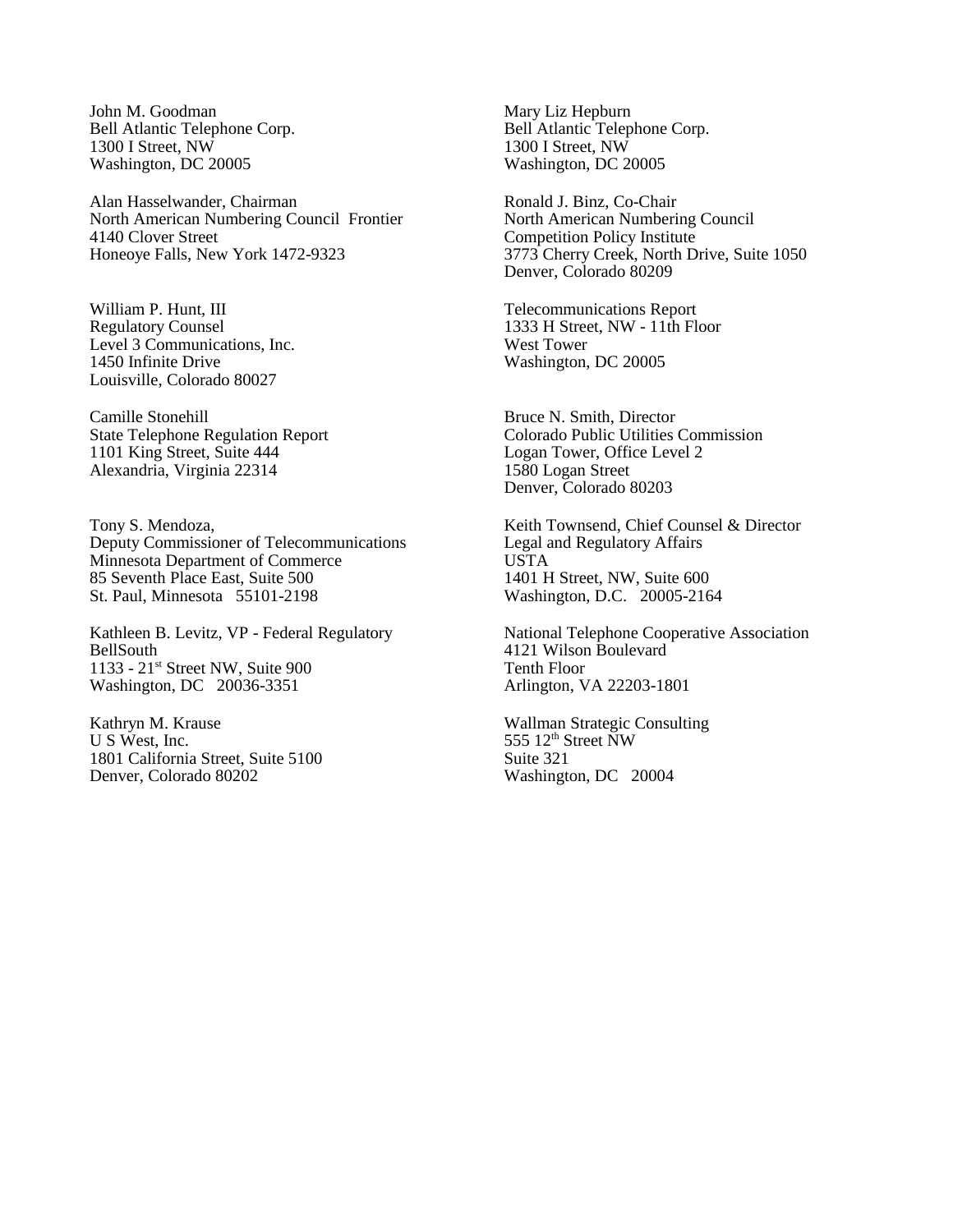John M. Goodman
Bell Atlantic Telephone Corp.
1300 I Street, NW
Washington, DC 20005

Mary Liz Hepburn
Bell Atlantic Telephone Corp.
1300 I Street, NW
Washington, DC 20005

Alan Hasselwander, Chairman
North American Numbering Council Frontier
4140 Clover Street
Honeoye Falls, New York 1472-9323

Ronald J. Binz, Co-Chair
North American Numbering Council
Competition Policy Institute
3773 Cherry Creek, North Drive, Suite 1050
Denver, Colorado 80209

William P. Hunt, III
Regulatory Counsel
Level 3 Communications, Inc.
1450 Infinite Drive
Louisville, Colorado 80027

Telecommunications Report
1333 H Street, NW - 11th Floor
West Tower
Washington, DC 20005

Camille Stonehill
State Telephone Regulation Report
1101 King Street, Suite 444
Alexandria, Virginia 22314

Bruce N. Smith, Director
Colorado Public Utilities Commission
Logan Tower, Office Level 2
1580 Logan Street
Denver, Colorado 80203

Tony S. Mendoza,
Deputy Commissioner of Telecommunications
Minnesota Department of Commerce
85 Seventh Place East, Suite 500
St. Paul, Minnesota 55101-2198

Keith Townsend, Chief Counsel & Director
Legal and Regulatory Affairs
USTA
1401 H Street, NW, Suite 600
Washington, D.C. 20005-2164

Kathleen B. Levitz, VP - Federal Regulatory
BellSouth
1133 - 21st Street NW, Suite 900
Washington, DC 20036-3351

National Telephone Cooperative Association
4121 Wilson Boulevard
Tenth Floor
Arlington, VA 22203-1801

Kathryn M. Krause
U S West, Inc.
1801 California Street, Suite 5100
Denver, Colorado 80202

Wallman Strategic Consulting
555 12th Street NW
Suite 321
Washington, DC 20004